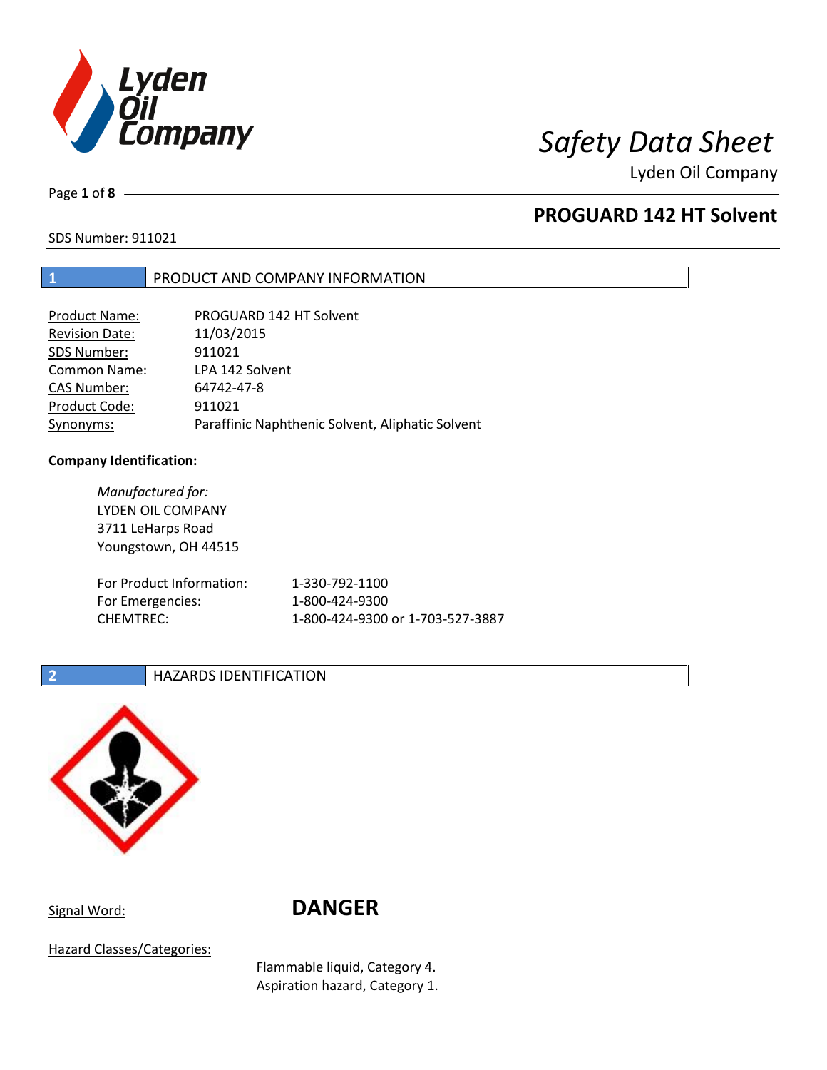# Safety Data Sheet

Lyden Oil Company

## PROGUARD 142 HT Solvent

SDS Number: 911021

## 1 PRODUCT AND COMPANY INFORMATION

| | |
|---|---|
| Product Name: | PROGUARD 142 HT Solvent |
| Revision Date: | 11/03/2015 |
| SDS Number: | 911021 |
| Common Name: | LPA 142 Solvent |
| CAS Number: | 64742-47-8 |
| Product Code: | 911021 |
| Synonyms: | Paraffinic Naphthenic Solvent, Aliphatic Solvent |

**Company Identification:**

*Manufactured for:*
LYDEN OIL COMPANY
3711 LeHarps Road
Youngstown, OH 44515

| | |
|---|---|
| For Product Information: | 1-330-792-1100 |
| For Emergencies: | 1-800-424-9300 |
| CHEMTREC: | 1-800-424-9300 or 1-703-527-3887 |

## 2 HAZARDS IDENTIFICATION

Signal Word: **DANGER**

Hazard Classes/Categories:

Flammable liquid, Category 4.
Aspiration hazard, Category 1.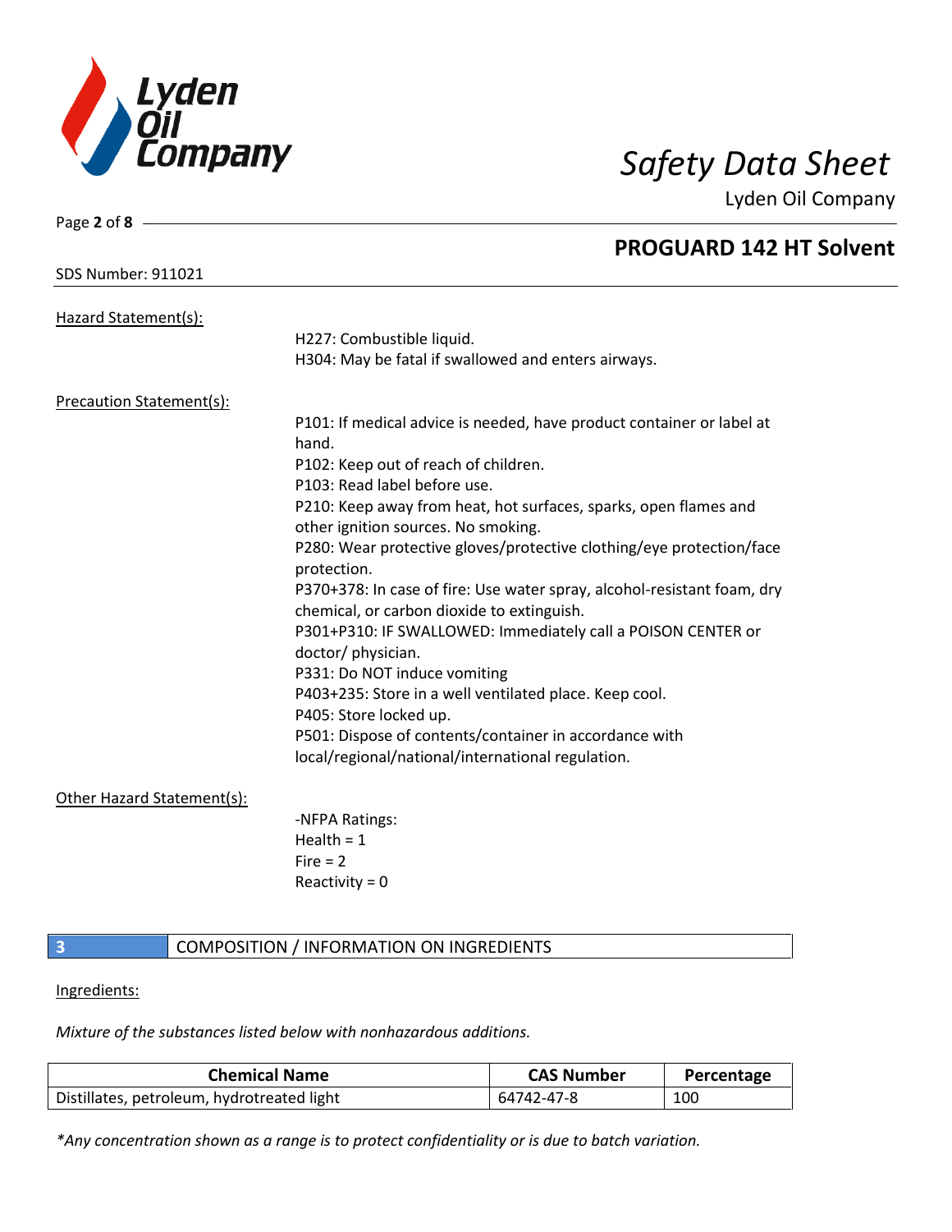Hazard Statement(s):

H227: Combustible liquid.
H304: May be fatal if swallowed and enters airways.

Precaution Statement(s):

P101: If medical advice is needed, have product container or label at hand.
P102: Keep out of reach of children.
P103: Read label before use.
P210: Keep away from heat, hot surfaces, sparks, open flames and other ignition sources. No smoking.
P280: Wear protective gloves/protective clothing/eye protection/face protection.
P370+378: In case of fire: Use water spray, alcohol-resistant foam, dry chemical, or carbon dioxide to extinguish.
P301+P310: IF SWALLOWED: Immediately call a POISON CENTER or doctor/ physician.
P331: Do NOT induce vomiting
P403+235: Store in a well ventilated place. Keep cool.
P405: Store locked up.
P501: Dispose of contents/container in accordance with local/regional/national/international regulation.

Other Hazard Statement(s):

-NFPA Ratings:
Health = 1
Fire = 2
Reactivity = 0

## 3 COMPOSITION / INFORMATION ON INGREDIENTS

Ingredients:

*Mixture of the substances listed below with nonhazardous additions.*

| Chemical Name | CAS Number | Percentage |
|---|---|---|
| Distillates, petroleum, hydrotreated light | 64742-47-8 | 100 |

*\*Any concentration shown as a range is to protect confidentiality or is due to batch variation.*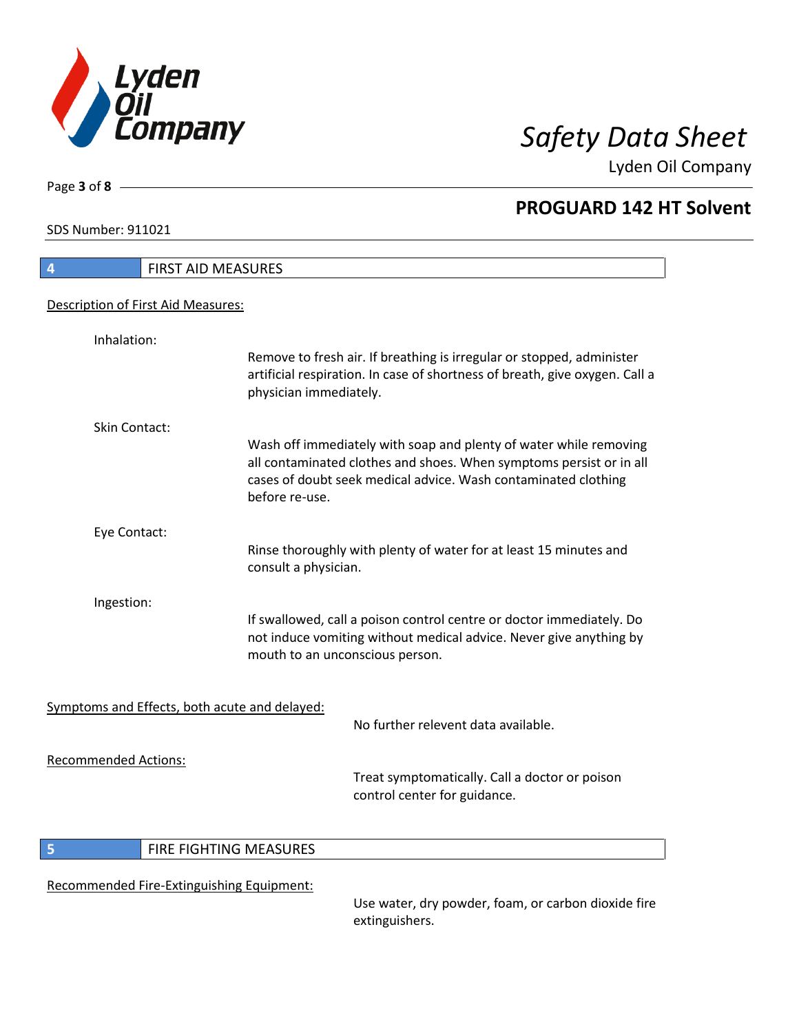## 4 FIRST AID MEASURES

Description of First Aid Measures:

Inhalation:

Remove to fresh air. If breathing is irregular or stopped, administer artificial respiration. In case of shortness of breath, give oxygen. Call a physician immediately.

Skin Contact:

Wash off immediately with soap and plenty of water while removing all contaminated clothes and shoes. When symptoms persist or in all cases of doubt seek medical advice. Wash contaminated clothing before re-use.

Eye Contact:

Rinse thoroughly with plenty of water for at least 15 minutes and consult a physician.

Ingestion:

If swallowed, call a poison control centre or doctor immediately. Do not induce vomiting without medical advice. Never give anything by mouth to an unconscious person.

Symptoms and Effects, both acute and delayed:

No further relevent data available.

Recommended Actions:

Treat symptomatically. Call a doctor or poison control center for guidance.

## 5 FIRE FIGHTING MEASURES

Recommended Fire-Extinguishing Equipment:

Use water, dry powder, foam, or carbon dioxide fire extinguishers.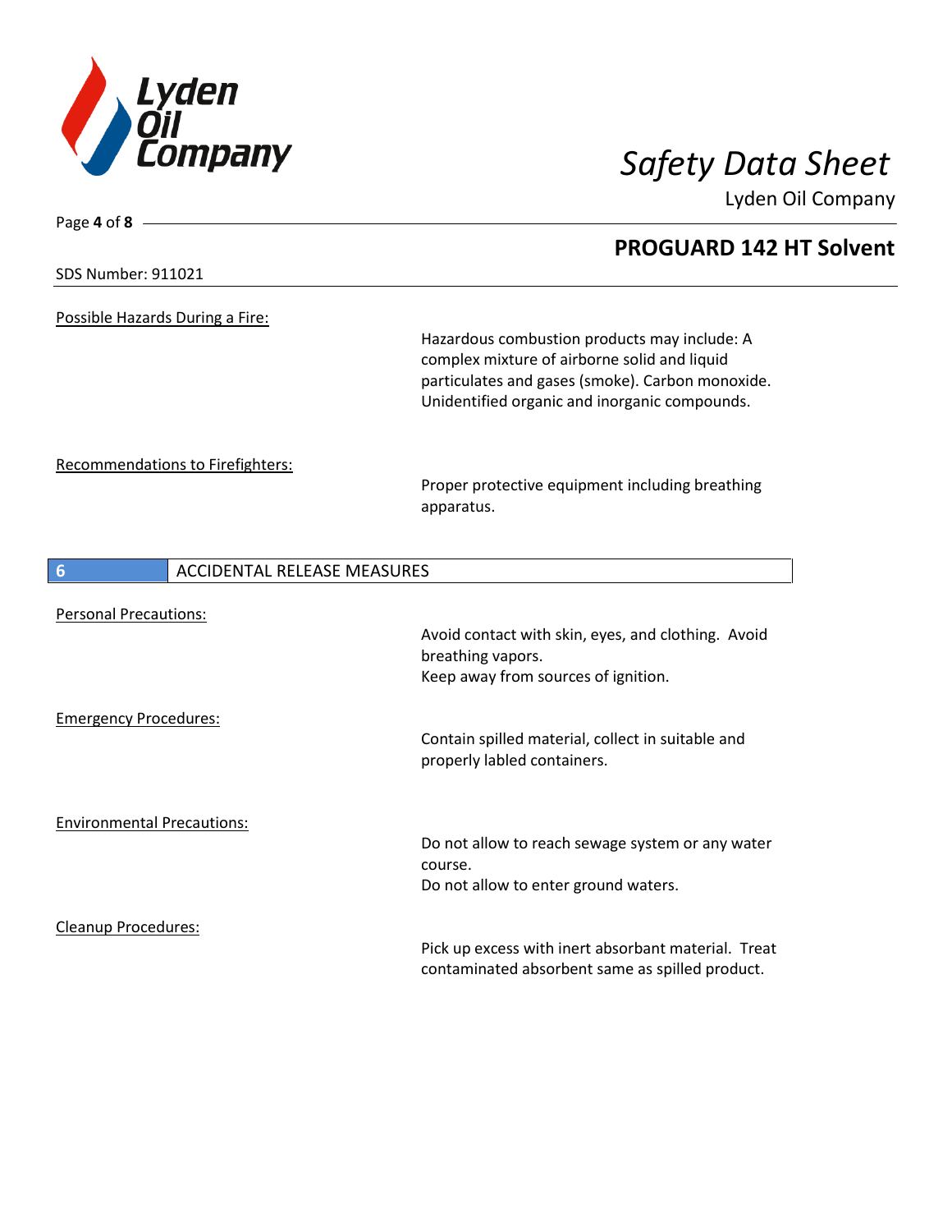SDS Number: 911021

Possible Hazards During a Fire:

Hazardous combustion products may include: A complex mixture of airborne solid and liquid particulates and gases (smoke). Carbon monoxide. Unidentified organic and inorganic compounds.

Recommendations to Firefighters:

Proper protective equipment including breathing apparatus.

## 6 ACCIDENTAL RELEASE MEASURES

Personal Precautions:

Avoid contact with skin, eyes, and clothing. Avoid breathing vapors.
Keep away from sources of ignition.

Emergency Procedures:

Contain spilled material, collect in suitable and properly labled containers.

Environmental Precautions:

Do not allow to reach sewage system or any water course.
Do not allow to enter ground waters.

Cleanup Procedures:

Pick up excess with inert absorbant material. Treat contaminated absorbent same as spilled product.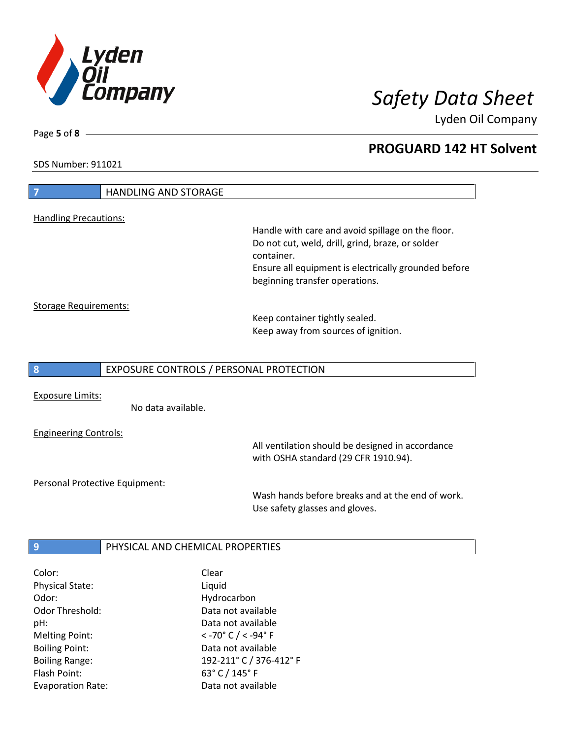## 7 HANDLING AND STORAGE

Handling Precautions:

Handle with care and avoid spillage on the floor.
Do not cut, weld, drill, grind, braze, or solder container.
Ensure all equipment is electrically grounded before beginning transfer operations.

Storage Requirements:

Keep container tightly sealed.
Keep away from sources of ignition.

## 8 EXPOSURE CONTROLS / PERSONAL PROTECTION

Exposure Limits:

No data available.

Engineering Controls:

All ventilation should be designed in accordance with OSHA standard (29 CFR 1910.94).

Personal Protective Equipment:

Wash hands before breaks and at the end of work.
Use safety glasses and gloves.

## 9 PHYSICAL AND CHEMICAL PROPERTIES

| | |
|---|---|
| Color: | Clear |
| Physical State: | Liquid |
| Odor: | Hydrocarbon |
| Odor Threshold: | Data not available |
| pH: | Data not available |
| Melting Point: | < -70° C / < -94° F |
| Boiling Point: | Data not available |
| Boiling Range: | 192-211° C / 376-412° F |
| Flash Point: | 63° C / 145° F |
| Evaporation Rate: | Data not available |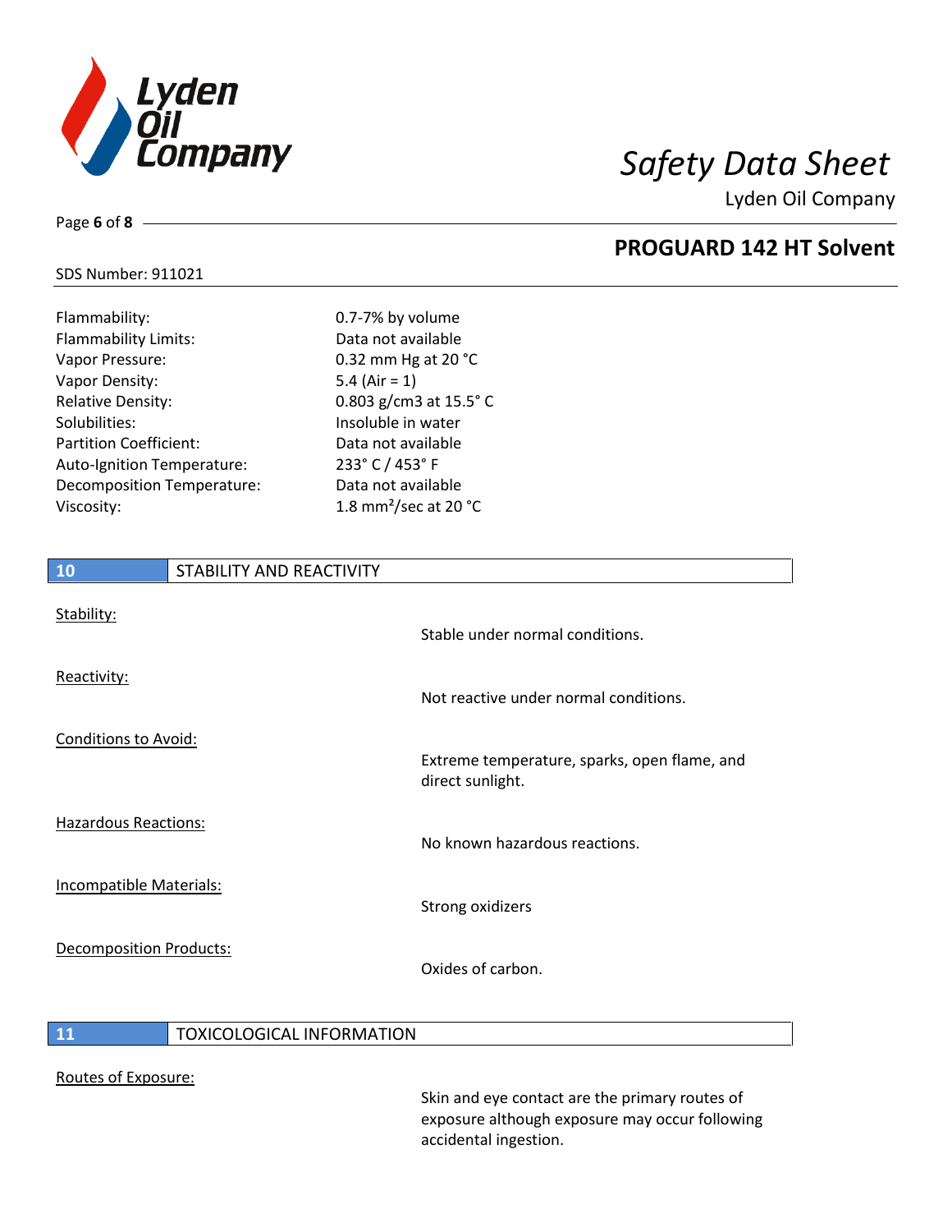| | |
|---|---|
| Flammability: | 0.7-7% by volume |
| Flammability Limits: | Data not available |
| Vapor Pressure: | 0.32 mm Hg at 20 °C |
| Vapor Density: | 5.4 (Air = 1) |
| Relative Density: | 0.803 g/cm3 at 15.5° C |
| Solubilities: | Insoluble in water |
| Partition Coefficient: | Data not available |
| Auto-Ignition Temperature: | 233° C / 453° F |
| Decomposition Temperature: | Data not available |
| Viscosity: | 1.8 $mm^2$/sec at 20 °C |

## 10 STABILITY AND REACTIVITY

Stability:

Stable under normal conditions.

Reactivity:

Not reactive under normal conditions.

Conditions to Avoid:

Extreme temperature, sparks, open flame, and direct sunlight.

Hazardous Reactions:

No known hazardous reactions.

Incompatible Materials:

Strong oxidizers

Decomposition Products:

Oxides of carbon.

## 11 TOXICOLOGICAL INFORMATION

Routes of Exposure:

Skin and eye contact are the primary routes of exposure although exposure may occur following accidental ingestion.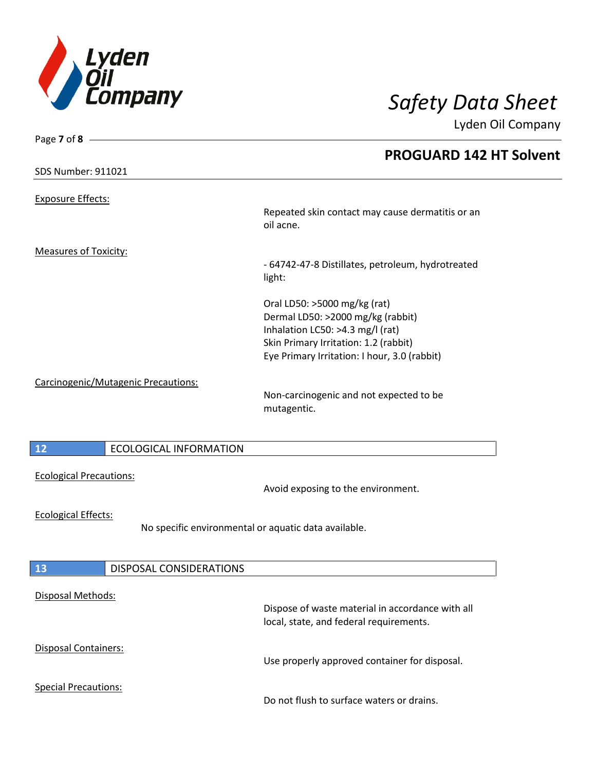SDS Number: 911021

Exposure Effects:

Repeated skin contact may cause dermatitis or an oil acne.

Measures of Toxicity:

- 64742-47-8 Distillates, petroleum, hydrotreated light:

Oral LD50: >5000 mg/kg (rat)
Dermal LD50: >2000 mg/kg (rabbit)
Inhalation LC50: >4.3 mg/l (rat)
Skin Primary Irritation: 1.2 (rabbit)
Eye Primary Irritation: I hour, 3.0 (rabbit)

Carcinogenic/Mutagenic Precautions:

Non-carcinogenic and not expected to be mutagentic.

## 12 ECOLOGICAL INFORMATION

Ecological Precautions:

Avoid exposing to the environment.

Ecological Effects:

No specific environmental or aquatic data available.

## 13 DISPOSAL CONSIDERATIONS

Disposal Methods:

Dispose of waste material in accordance with all local, state, and federal requirements.

Disposal Containers:

Use properly approved container for disposal.

Special Precautions:

Do not flush to surface waters or drains.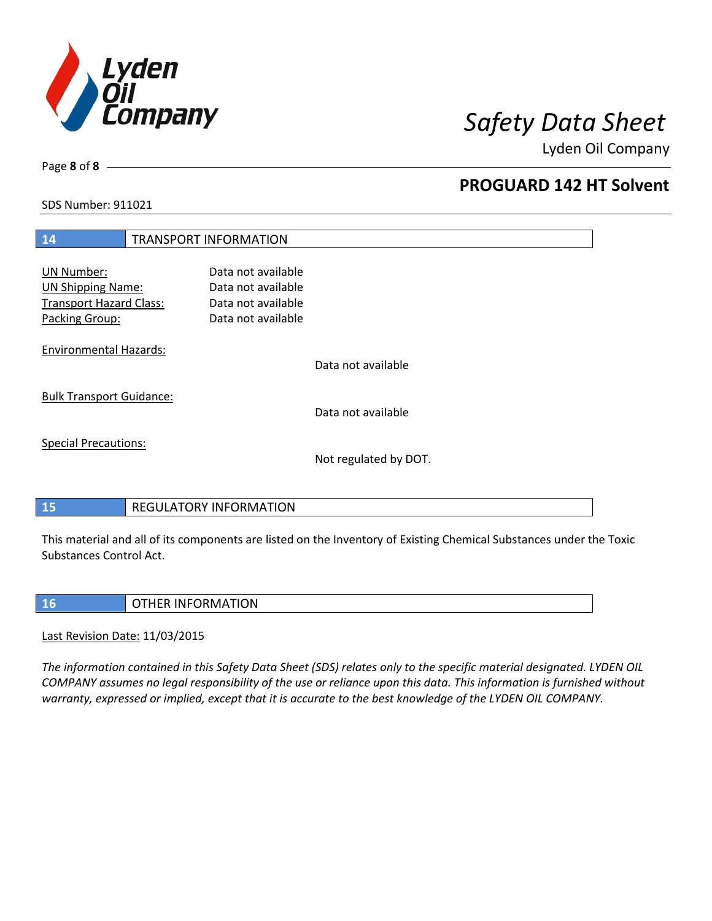## 14 TRANSPORT INFORMATION

| | |
|---|---|
| UN Number: | Data not available |
| UN Shipping Name: | Data not available |
| Transport Hazard Class: | Data not available |
| Packing Group: | Data not available |

Environmental Hazards:

Data not available

Bulk Transport Guidance:

Data not available

Special Precautions:

Not regulated by DOT.

## 15 REGULATORY INFORMATION

This material and all of its components are listed on the Inventory of Existing Chemical Substances under the Toxic Substances Control Act.

## 16 OTHER INFORMATION

Last Revision Date: 11/03/2015

*The information contained in this Safety Data Sheet (SDS) relates only to the specific material designated. LYDEN OIL COMPANY assumes no legal responsibility of the use or reliance upon this data. This information is furnished without warranty, expressed or implied, except that it is accurate to the best knowledge of the LYDEN OIL COMPANY.*